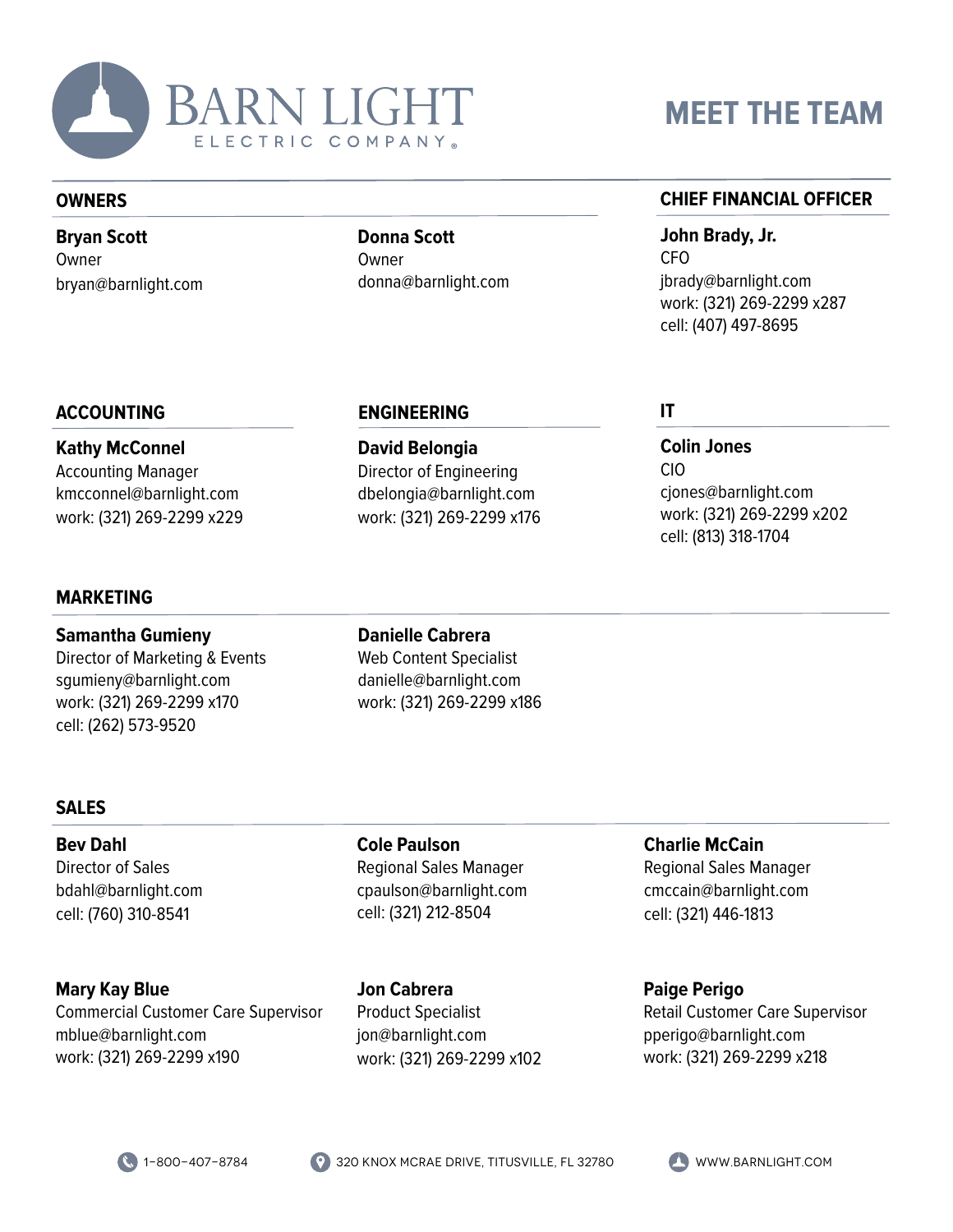# BARN LIGHT ELECTRIC COMPANY

# MEET THE TEAM

## OWNERS

**Bryan Scott**
Owner
bryan@barnlight.com

**Donna Scott**
Owner
donna@barnlight.com

## CHIEF FINANCIAL OFFICER

**John Brady, Jr.**
CFO
jbrady@barnlight.com
work: (321) 269-2299 x287
cell: (407) 497-8695

## ACCOUNTING

**Kathy McConnel**
Accounting Manager
kmcconnel@barnlight.com
work: (321) 269-2299 x229

## ENGINEERING

**David Belongia**
Director of Engineering
dbelongia@barnlight.com
work: (321) 269-2299 x176

## IT

**Colin Jones**
CIO
cjones@barnlight.com
work: (321) 269-2299 x202
cell: (813) 318-1704

## MARKETING

**Samantha Gumieny**
Director of Marketing & Events
sgumieny@barnlight.com
work: (321) 269-2299 x170
cell: (262) 573-9520

**Danielle Cabrera**
Web Content Specialist
danielle@barnlight.com
work: (321) 269-2299 x186

## SALES

**Bev Dahl**
Director of Sales
bdahl@barnlight.com
cell: (760) 310-8541

**Cole Paulson**
Regional Sales Manager
cpaulson@barnlight.com
cell: (321) 212-8504

**Charlie McCain**
Regional Sales Manager
cmccain@barnlight.com
cell: (321) 446-1813

**Mary Kay Blue**
Commercial Customer Care Supervisor
mblue@barnlight.com
work: (321) 269-2299 x190

**Jon Cabrera**
Product Specialist
jon@barnlight.com
work: (321) 269-2299 x102

**Paige Perigo**
Retail Customer Care Supervisor
pperigo@barnlight.com
work: (321) 269-2299 x218

1-800-407-8784 | 320 KNOX MCRAE DRIVE, TITUSVILLE, FL 32780 | WWW.BARNLIGHT.COM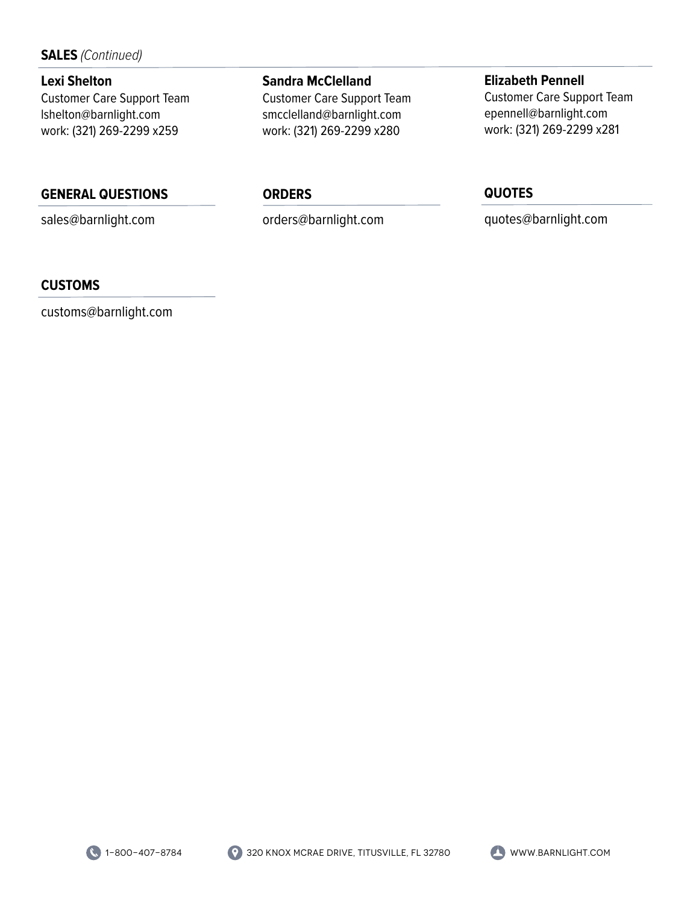## SALES *(Continued)*

**Lexi Shelton**
Customer Care Support Team
lshelton@barnlight.com
work: (321) 269-2299 x259

**Sandra McClelland**
Customer Care Support Team
smcclelland@barnlight.com
work: (321) 269-2299 x280

**Elizabeth Pennell**
Customer Care Support Team
epennell@barnlight.com
work: (321) 269-2299 x281

## GENERAL QUESTIONS

sales@barnlight.com

## ORDERS

orders@barnlight.com

## QUOTES

quotes@barnlight.com

## CUSTOMS

customs@barnlight.com